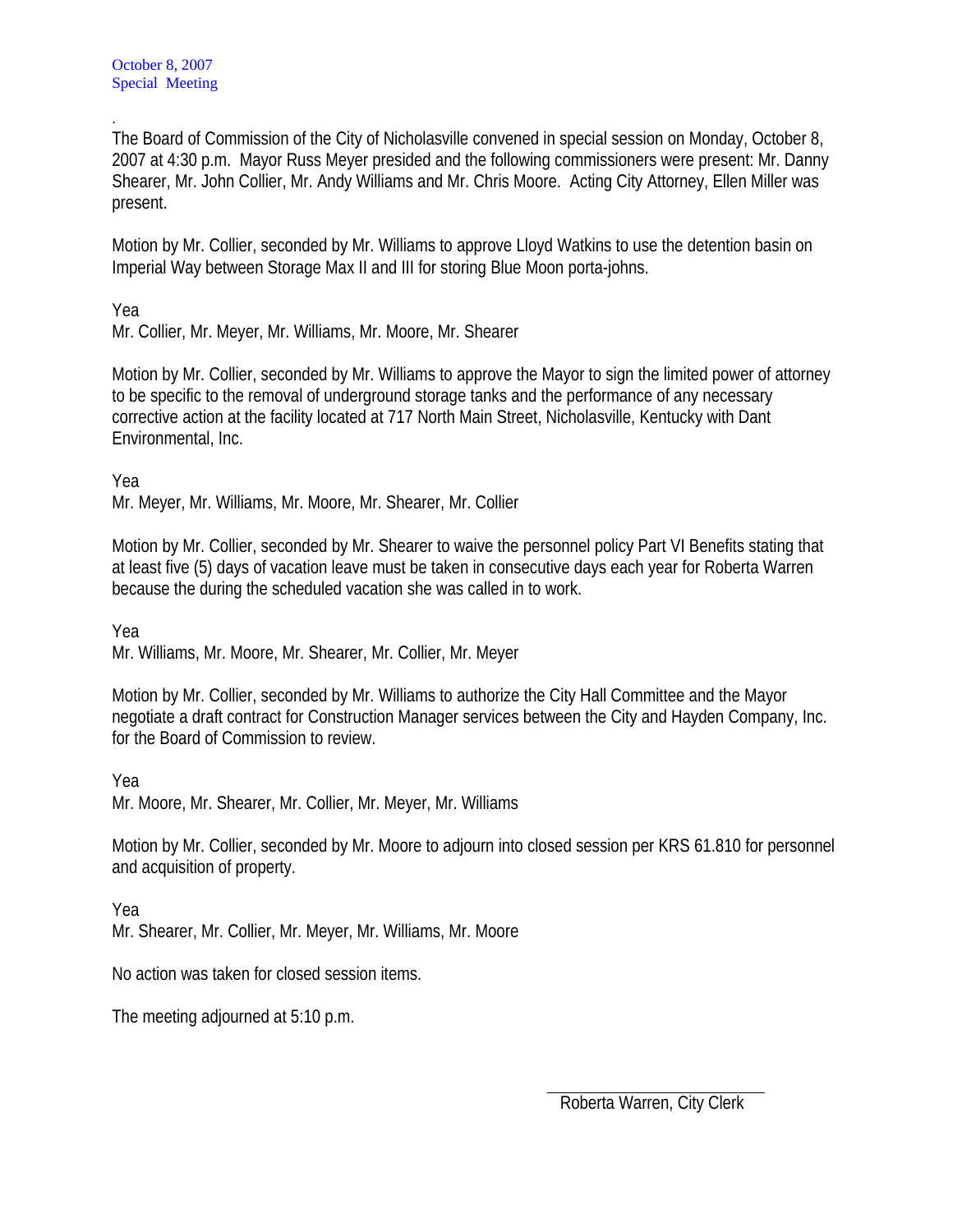October 8, 2007
Special Meeting

.
The Board of Commission of the City of Nicholasville convened in special session on Monday, October 8, 2007 at 4:30 p.m. Mayor Russ Meyer presided and the following commissioners were present: Mr. Danny Shearer, Mr. John Collier, Mr. Andy Williams and Mr. Chris Moore. Acting City Attorney, Ellen Miller was present.

Motion by Mr. Collier, seconded by Mr. Williams to approve Lloyd Watkins to use the detention basin on Imperial Way between Storage Max II and III for storing Blue Moon porta-johns.

Yea
Mr. Collier, Mr. Meyer, Mr. Williams, Mr. Moore, Mr. Shearer

Motion by Mr. Collier, seconded by Mr. Williams to approve the Mayor to sign the limited power of attorney to be specific to the removal of underground storage tanks and the performance of any necessary corrective action at the facility located at 717 North Main Street, Nicholasville, Kentucky with Dant Environmental, Inc.

Yea
Mr. Meyer, Mr. Williams, Mr. Moore, Mr. Shearer, Mr. Collier

Motion by Mr. Collier, seconded by Mr. Shearer to waive the personnel policy Part VI Benefits stating that at least five (5) days of vacation leave must be taken in consecutive days each year for Roberta Warren because the during the scheduled vacation she was called in to work.

Yea
Mr. Williams, Mr. Moore, Mr. Shearer, Mr. Collier, Mr. Meyer

Motion by Mr. Collier, seconded by Mr. Williams to authorize the City Hall Committee and the Mayor negotiate a draft contract for Construction Manager services between the City and Hayden Company, Inc. for the Board of Commission to review.

Yea
Mr. Moore, Mr. Shearer, Mr. Collier, Mr. Meyer, Mr. Williams

Motion by Mr. Collier, seconded by Mr. Moore to adjourn into closed session per KRS 61.810 for personnel and acquisition of property.

Yea
Mr. Shearer, Mr. Collier, Mr. Meyer, Mr. Williams, Mr. Moore

No action was taken for closed session items.

The meeting adjourned at 5:10 p.m.

Roberta Warren, City Clerk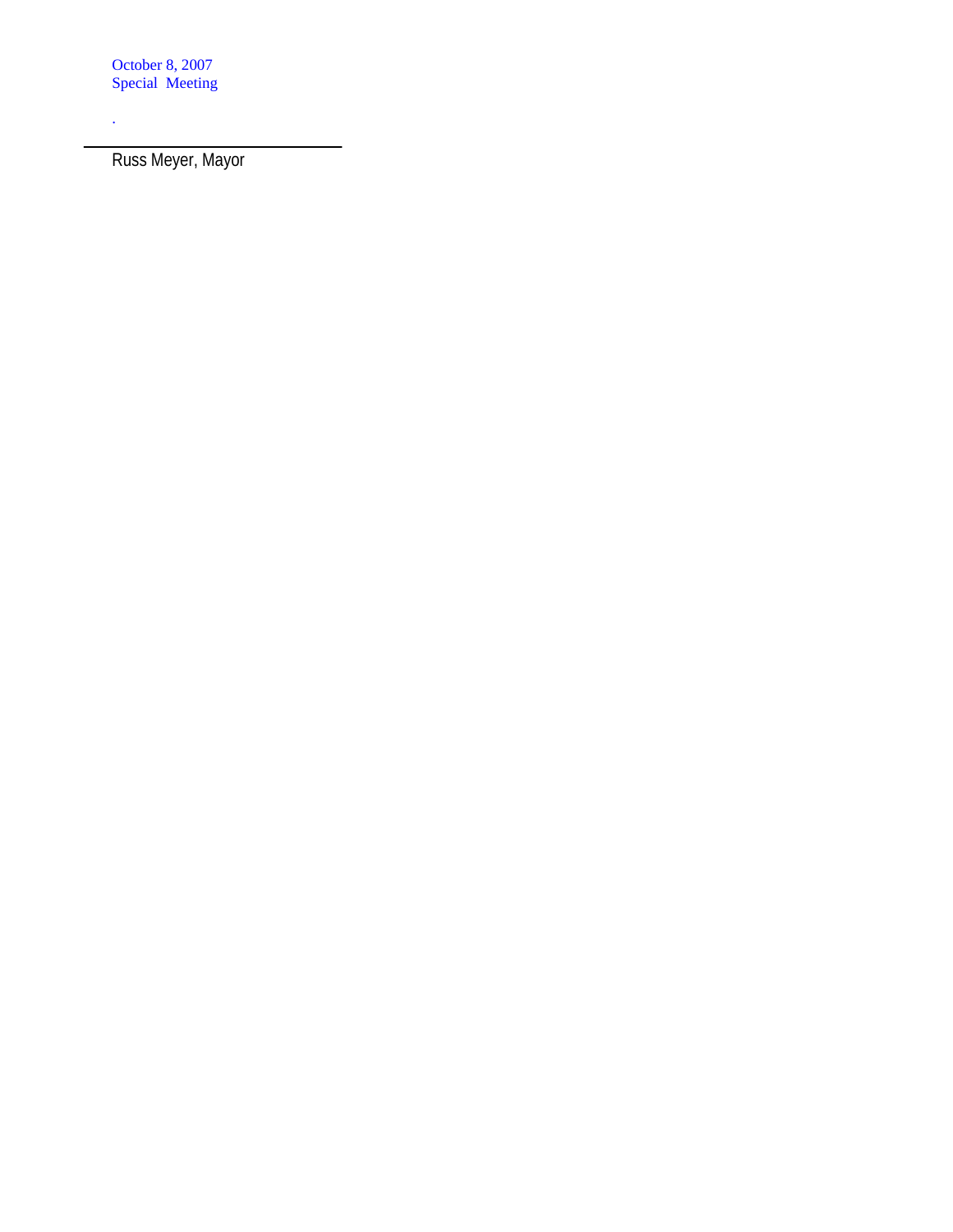\_\_\_\_\_\_\_\_\_\_\_\_\_\_\_\_\_\_\_\_\_\_\_\_\_\_\_\_\_\_\_\_

Russ Meyer, Mayor